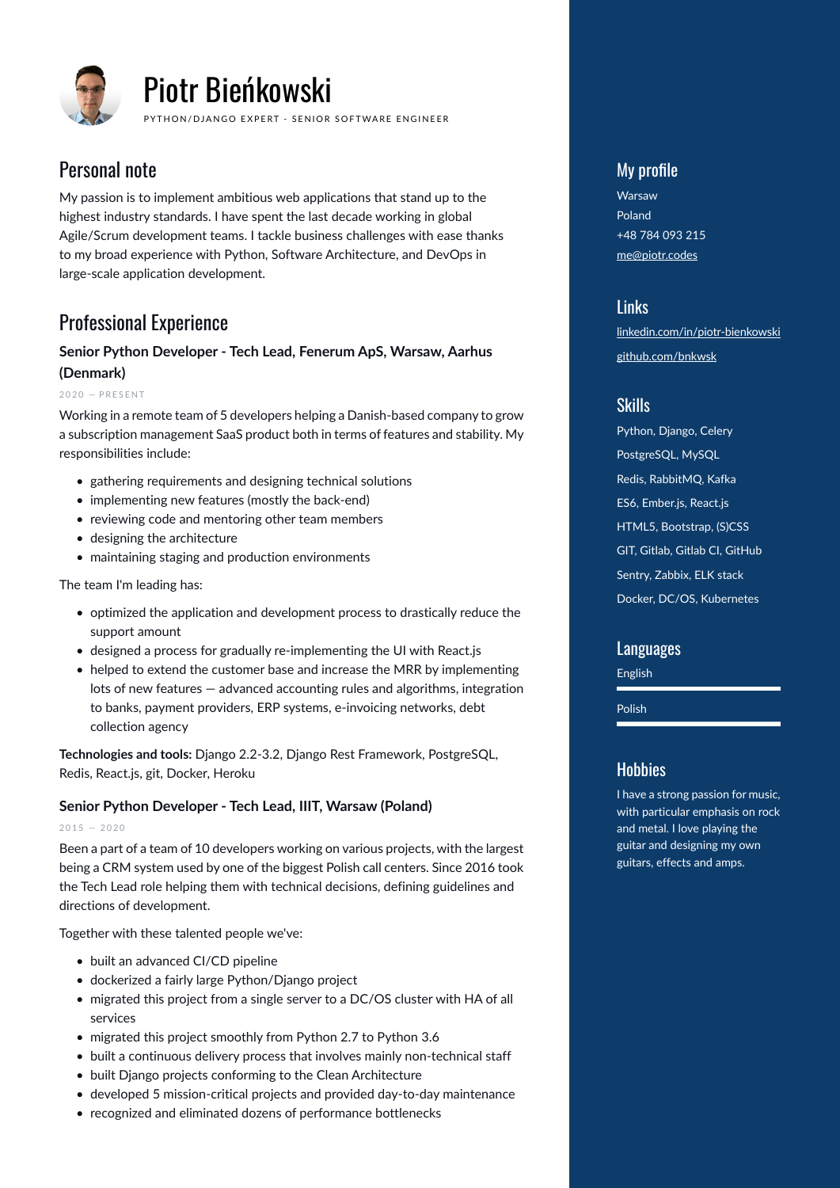# Piotr Bieńkowski

PYTHON/DJANGO EXPERT - SENIOR SOFTWARE ENGINEER

## Personal note

My passion is to implement ambitious web applications that stand up to the highest industry standards. I have spent the last decade working in global Agile/Scrum development teams. I tackle business challenges with ease thanks to my broad experience with Python, Software Architecture, and DevOps in large-scale application development.

## Professional Experience

### Senior Python Developer - Tech Lead, Fenerum ApS, Warsaw, Aarhus (Denmark)

2020 — PRESENT

Working in a remote team of 5 developers helping a Danish-based company to grow a subscription management SaaS product both in terms of features and stability. My responsibilities include:

- gathering requirements and designing technical solutions
- implementing new features (mostly the back-end)
- reviewing code and mentoring other team members
- designing the architecture
- maintaining staging and production environments

The team I'm leading has:

- optimized the application and development process to drastically reduce the support amount
- designed a process for gradually re-implementing the UI with React.js
- helped to extend the customer base and increase the MRR by implementing lots of new features — advanced accounting rules and algorithms, integration to banks, payment providers, ERP systems, e-invoicing networks, debt collection agency

**Technologies and tools:** Django 2.2-3.2, Django Rest Framework, PostgreSQL, Redis, React.js, git, Docker, Heroku

### Senior Python Developer - Tech Lead, IIIT, Warsaw (Poland)

2015 — 2020

Been a part of a team of 10 developers working on various projects, with the largest being a CRM system used by one of the biggest Polish call centers. Since 2016 took the Tech Lead role helping them with technical decisions, defining guidelines and directions of development.

Together with these talented people we've:

- built an advanced CI/CD pipeline
- dockerized a fairly large Python/Django project
- migrated this project from a single server to a DC/OS cluster with HA of all services
- migrated this project smoothly from Python 2.7 to Python 3.6
- built a continuous delivery process that involves mainly non-technical staff
- built Django projects conforming to the Clean Architecture
- developed 5 mission-critical projects and provided day-to-day maintenance
- recognized and eliminated dozens of performance bottlenecks

## My profile

Warsaw
Poland
+48 784 093 215
me@piotr.codes

## Links

linkedin.com/in/piotr-bienkowski
github.com/bnkwsk

## Skills

Python, Django, Celery
PostgreSQL, MySQL
Redis, RabbitMQ, Kafka
ES6, Ember.js, React.js
HTML5, Bootstrap, (S)CSS
GIT, Gitlab, Gitlab CI, GitHub
Sentry, Zabbix, ELK stack
Docker, DC/OS, Kubernetes

## Languages

English
Polish

## Hobbies

I have a strong passion for music, with particular emphasis on rock and metal. I love playing the guitar and designing my own guitars, effects and amps.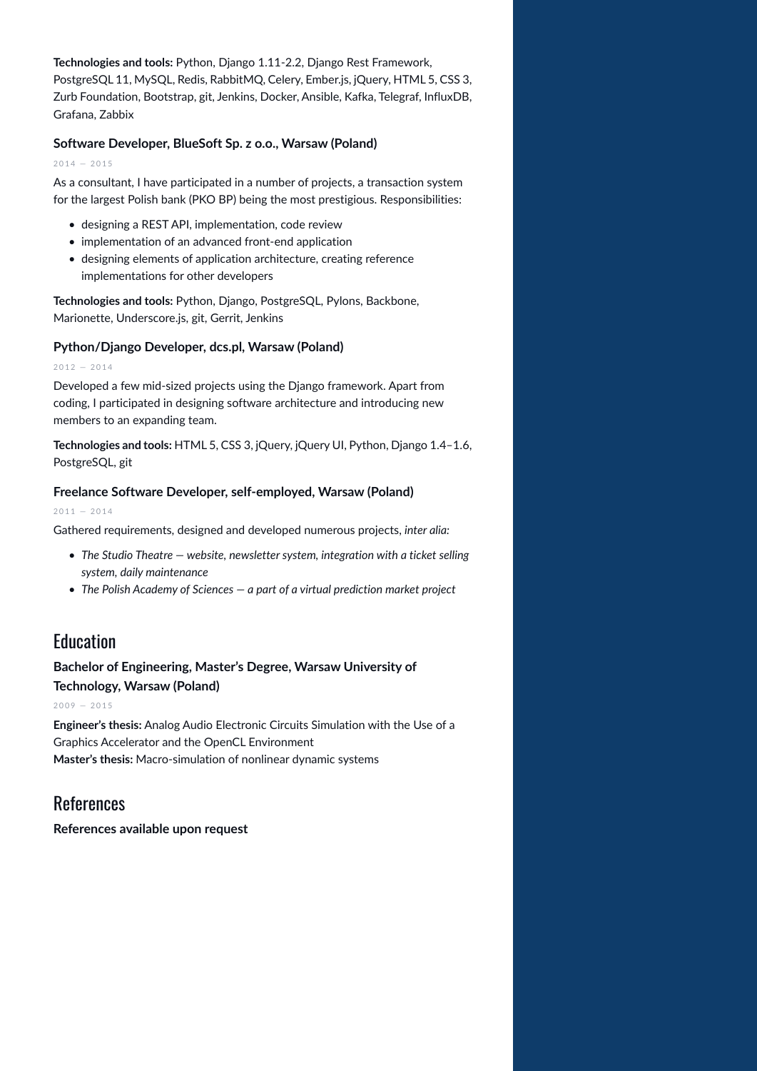**Technologies and tools:** Python, Django 1.11-2.2, Django Rest Framework, PostgreSQL 11, MySQL, Redis, RabbitMQ, Celery, Ember.js, jQuery, HTML 5, CSS 3, Zurb Foundation, Bootstrap, git, Jenkins, Docker, Ansible, Kafka, Telegraf, InfluxDB, Grafana, Zabbix

### Software Developer, BlueSoft Sp. z o.o., Warsaw (Poland)

2014 — 2015

As a consultant, I have participated in a number of projects, a transaction system for the largest Polish bank (PKO BP) being the most prestigious. Responsibilities:

- designing a REST API, implementation, code review
- implementation of an advanced front-end application
- designing elements of application architecture, creating reference implementations for other developers

**Technologies and tools:** Python, Django, PostgreSQL, Pylons, Backbone, Marionette, Underscore.js, git, Gerrit, Jenkins

### Python/Django Developer, dcs.pl, Warsaw (Poland)

2012 — 2014

Developed a few mid-sized projects using the Django framework. Apart from coding, I participated in designing software architecture and introducing new members to an expanding team.

**Technologies and tools:** HTML 5, CSS 3, jQuery, jQuery UI, Python, Django 1.4–1.6, PostgreSQL, git

### Freelance Software Developer, self-employed, Warsaw (Poland)

2011 — 2014

Gathered requirements, designed and developed numerous projects, *inter alia:*

- *The Studio Theatre — website, newsletter system, integration with a ticket selling system, daily maintenance*
- *The Polish Academy of Sciences — a part of a virtual prediction market project*

## Education

### Bachelor of Engineering, Master's Degree, Warsaw University of Technology, Warsaw (Poland)

2009 — 2015

**Engineer's thesis:** Analog Audio Electronic Circuits Simulation with the Use of a Graphics Accelerator and the OpenCL Environment
**Master's thesis:** Macro-simulation of nonlinear dynamic systems

## References

**References available upon request**